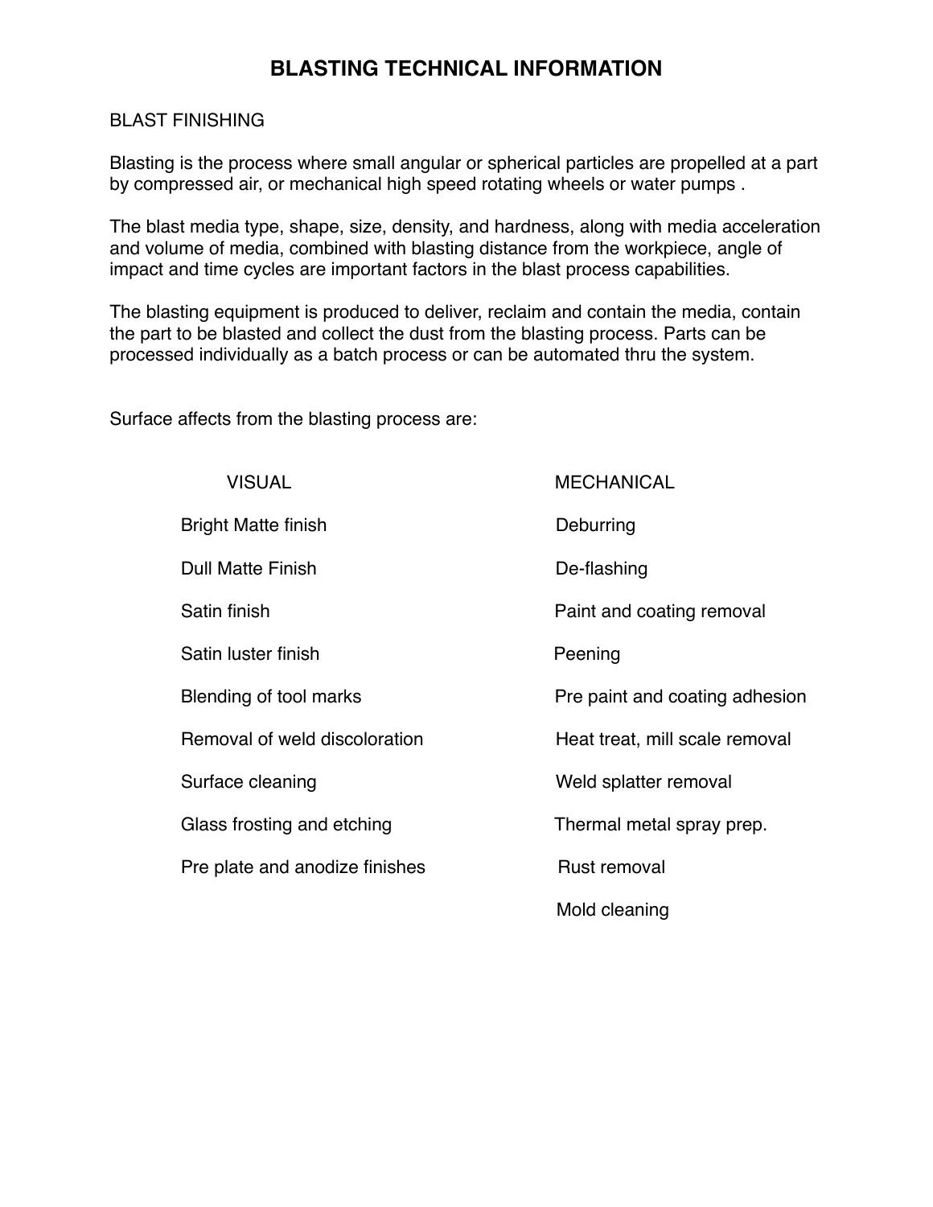# BLASTING TECHNICAL INFORMATION

## BLAST FINISHING

Blasting is the process where small angular or spherical particles are propelled at a part by compressed air, or mechanical high speed rotating wheels or water pumps .

The blast media type, shape, size, density, and hardness, along with media acceleration and volume of media, combined with blasting distance from the workpiece, angle of impact and time cycles are important factors in the blast process capabilities.

The blasting equipment is produced to deliver, reclaim and contain the media, contain the part to be blasted and collect the dust from the blasting process. Parts can be processed individually as a batch process or can be automated thru the system.

Surface affects from the blasting process are:

| VISUAL | MECHANICAL |
|---|---|
| Bright Matte finish | Deburring |
| Dull Matte Finish | De-flashing |
| Satin finish | Paint and coating removal |
| Satin luster finish | Peening |
| Blending of tool marks | Pre paint and coating adhesion |
| Removal of weld discoloration | Heat treat, mill scale removal |
| Surface cleaning | Weld splatter removal |
| Glass frosting and etching | Thermal metal spray prep. |
| Pre plate and anodize finishes | Rust removal |
| | Mold cleaning |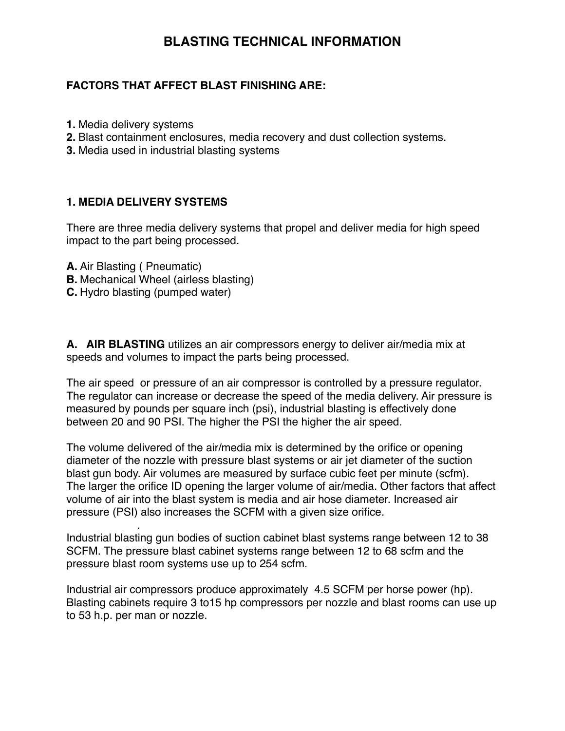# BLASTING TECHNICAL INFORMATION

**FACTORS THAT AFFECT BLAST FINISHING ARE:**

**1.** Media delivery systems
**2.** Blast containment enclosures, media recovery and dust collection systems.
**3.** Media used in industrial blasting systems

## 1. MEDIA DELIVERY SYSTEMS

There are three media delivery systems that propel and deliver media for high speed impact to the part being processed.

**A.** Air Blasting ( Pneumatic)
**B.** Mechanical Wheel (airless blasting)
**C.** Hydro blasting (pumped water)

**A. AIR BLASTING** utilizes an air compressors energy to deliver air/media mix at speeds and volumes to impact the parts being processed.

The air speed or pressure of an air compressor is controlled by a pressure regulator. The regulator can increase or decrease the speed of the media delivery. Air pressure is measured by pounds per square inch (psi), industrial blasting is effectively done between 20 and 90 PSI. The higher the PSI the higher the air speed.

The volume delivered of the air/media mix is determined by the orifice or opening diameter of the nozzle with pressure blast systems or air jet diameter of the suction blast gun body. Air volumes are measured by surface cubic feet per minute (scfm). The larger the orifice ID opening the larger volume of air/media. Other factors that affect volume of air into the blast system is media and air hose diameter. Increased air pressure (PSI) also increases the SCFM with a given size orifice.

Industrial blasting gun bodies of suction cabinet blast systems range between 12 to 38 SCFM. The pressure blast cabinet systems range between 12 to 68 scfm and the pressure blast room systems use up to 254 scfm.

Industrial air compressors produce approximately 4.5 SCFM per horse power (hp). Blasting cabinets require 3 to15 hp compressors per nozzle and blast rooms can use up to 53 h.p. per man or nozzle.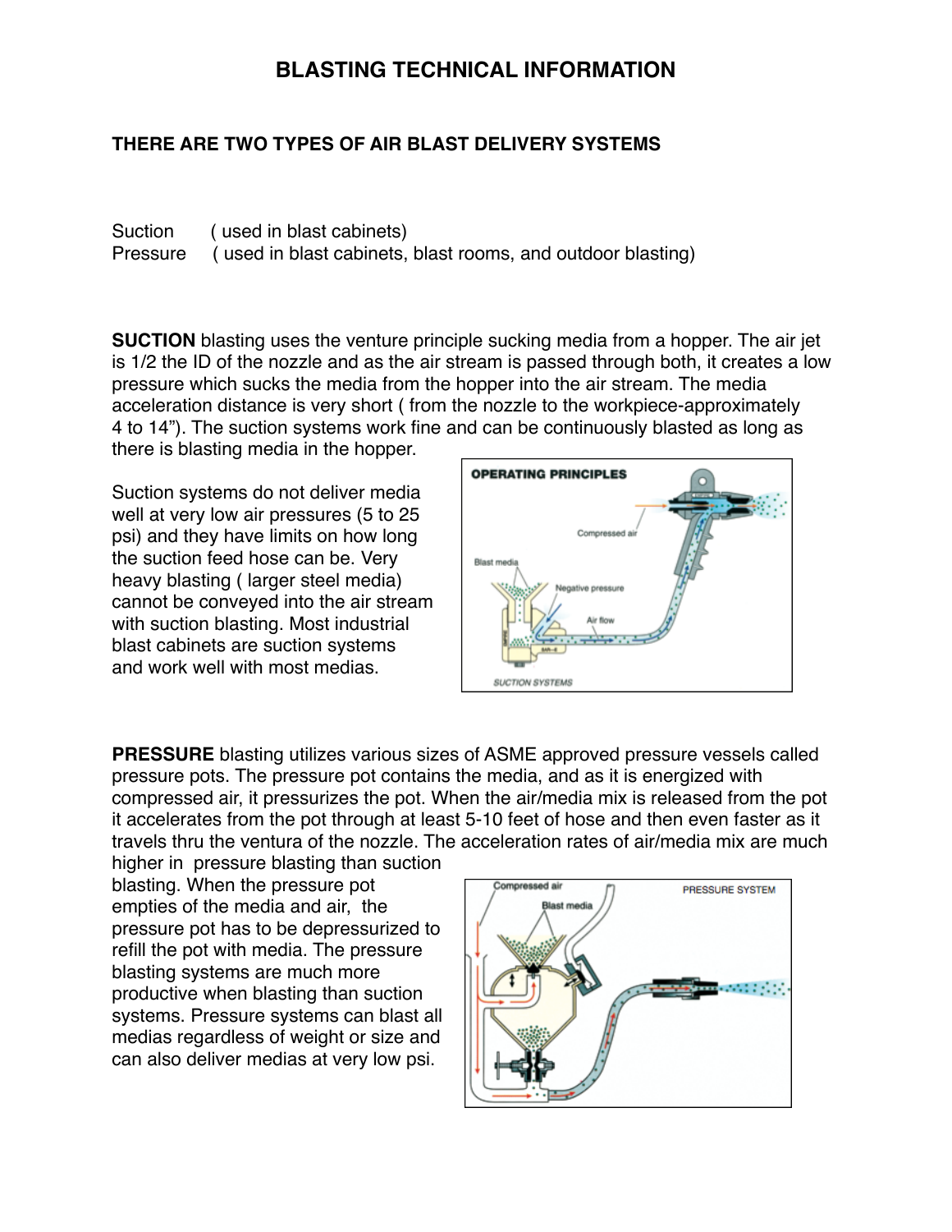# BLASTING TECHNICAL INFORMATION

## THERE ARE TWO TYPES OF AIR BLAST DELIVERY SYSTEMS

Suction ( used in blast cabinets)
Pressure ( used in blast cabinets, blast rooms, and outdoor blasting)

**SUCTION** blasting uses the venture principle sucking media from a hopper. The air jet is 1/2 the ID of the nozzle and as the air stream is passed through both, it creates a low pressure which sucks the media from the hopper into the air stream. The media acceleration distance is very short ( from the nozzle to the workpiece-approximately 4 to 14"). The suction systems work fine and can be continuously blasted as long as there is blasting media in the hopper.

Suction systems do not deliver media well at very low air pressures (5 to 25 psi) and they have limits on how long the suction feed hose can be. Very heavy blasting ( larger steel media) cannot be conveyed into the air stream with suction blasting. Most industrial blast cabinets are suction systems and work well with most medias.

OPERATING PRINCIPLES

Compressed air
Blast media
Negative pressure
Air flow

SUCTION SYSTEMS

**PRESSURE** blasting utilizes various sizes of ASME approved pressure vessels called pressure pots. The pressure pot contains the media, and as it is energized with compressed air, it pressurizes the pot. When the air/media mix is released from the pot it accelerates from the pot through at least 5-10 feet of hose and then even faster as it travels thru the ventura of the nozzle. The acceleration rates of air/media mix are much higher in pressure blasting than suction blasting. When the pressure pot empties of the media and air, the pressure pot has to be depressurized to refill the pot with media. The pressure blasting systems are much more productive when blasting than suction systems. Pressure systems can blast all medias regardless of weight or size and can also deliver medias at very low psi.

Compressed air
Blast media
PRESSURE SYSTEM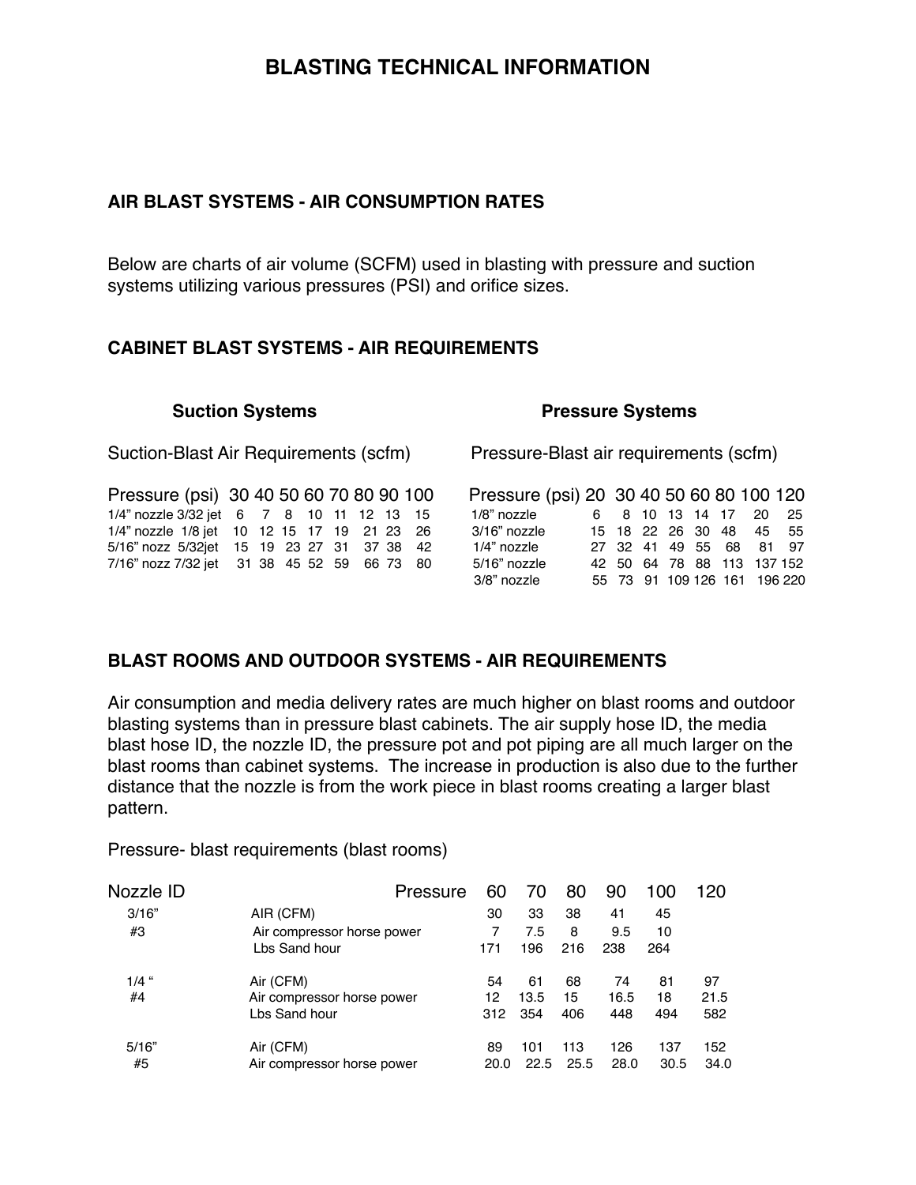# BLASTING TECHNICAL INFORMATION

## AIR BLAST SYSTEMS - AIR CONSUMPTION RATES

Below are charts of air volume (SCFM) used in blasting with pressure and suction systems utilizing various pressures (PSI) and orifice sizes.

## CABINET BLAST SYSTEMS - AIR REQUIREMENTS

### Suction Systems

Suction-Blast Air Requirements (scfm)

| Pressure (psi) | 30 | 40 | 50 | 60 | 70 | 80 | 90 | 100 |
|---|---|---|---|---|---|---|---|---|
| 1/4" nozzle 3/32 jet | 6 | 7 | 8 | 10 | 11 | 12 | 13 | 15 |
| 1/4" nozzle 1/8 jet | 10 | 12 | 15 | 17 | 19 | 21 | 23 | 26 |
| 5/16" nozz 5/32jet | 15 | 19 | 23 | 27 | 31 | 37 | 38 | 42 |
| 7/16" nozz 7/32 jet | 31 | 38 | 45 | 52 | 59 | 66 | 73 | 80 |

### Pressure Systems

Pressure-Blast air requirements (scfm)

| Pressure (psi) | 20 | 30 | 40 | 50 | 60 | 80 | 100 | 120 |
|---|---|---|---|---|---|---|---|---|
| 1/8" nozzle | 6 | 8 | 10 | 13 | 14 | 17 | 20 | 25 |
| 3/16" nozzle | 15 | 18 | 22 | 26 | 30 | 48 | 45 | 55 |
| 1/4" nozzle | 27 | 32 | 41 | 49 | 55 | 68 | 81 | 97 |
| 5/16" nozzle | 42 | 50 | 64 | 78 | 88 | 113 | 137 | 152 |
| 3/8" nozzle | 55 | 73 | 91 | 109 | 126 | 161 | 196 | 220 |

## BLAST ROOMS AND OUTDOOR SYSTEMS - AIR REQUIREMENTS

Air consumption and media delivery rates are much higher on blast rooms and outdoor blasting systems than in pressure blast cabinets. The air supply hose ID, the media blast hose ID, the nozzle ID, the pressure pot and pot piping are all much larger on the blast rooms than cabinet systems. The increase in production is also due to the further distance that the nozzle is from the work piece in blast rooms creating a larger blast pattern.

Pressure- blast requirements (blast rooms)

| Nozzle ID | Pressure | 60 | 70 | 80 | 90 | 100 | 120 |
|---|---|---|---|---|---|---|---|
| 3/16" #3 | AIR (CFM) | 30 | 33 | 38 | 41 | 45 | |
| | Air compressor horse power | 7 | 7.5 | 8 | 9.5 | 10 | |
| | Lbs Sand hour | 171 | 196 | 216 | 238 | 264 | |
| 1/4 " #4 | Air (CFM) | 54 | 61 | 68 | 74 | 81 | 97 |
| | Air compressor horse power | 12 | 13.5 | 15 | 16.5 | 18 | 21.5 |
| | Lbs Sand hour | 312 | 354 | 406 | 448 | 494 | 582 |
| 5/16" #5 | Air (CFM) | 89 | 101 | 113 | 126 | 137 | 152 |
| | Air compressor horse power | 20.0 | 22.5 | 25.5 | 28.0 | 30.5 | 34.0 |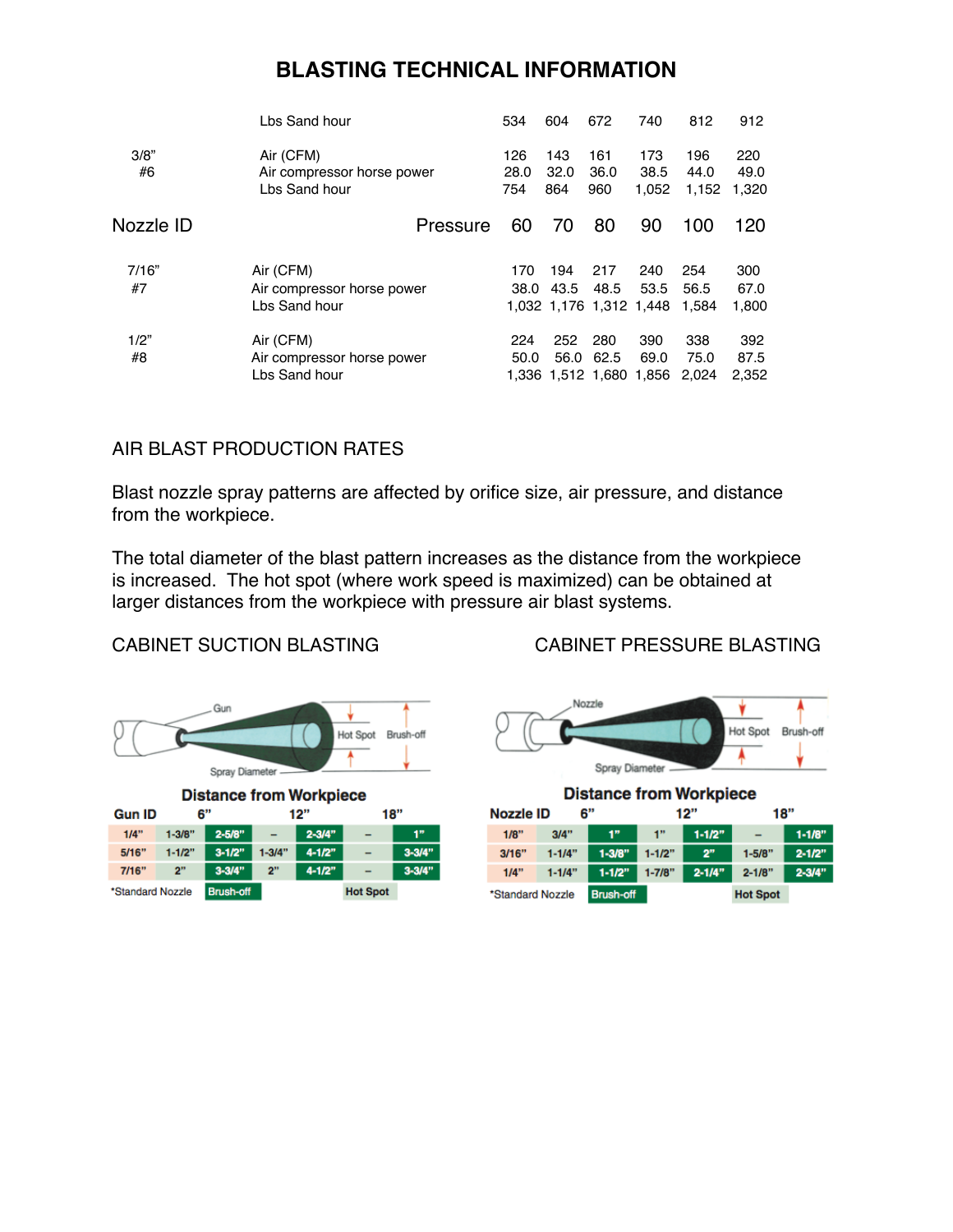# BLASTING TECHNICAL INFORMATION

| Nozzle ID | | Pressure 60 | 70 | 80 | 90 | 100 | 120 |
|---|---|---|---|---|---|---|---|
| | Lbs Sand hour | 534 | 604 | 672 | 740 | 812 | 912 |
| 3/8" #6 | Air (CFM) | 126 | 143 | 161 | 173 | 196 | 220 |
| | Air compressor horse power | 28.0 | 32.0 | 36.0 | 38.5 | 44.0 | 49.0 |
| | Lbs Sand hour | 754 | 864 | 960 | 1,052 | 1,152 | 1,320 |
| 7/16" #7 | Air (CFM) | 170 | 194 | 217 | 240 | 254 | 300 |
| | Air compressor horse power | 38.0 | 43.5 | 48.5 | 53.5 | 56.5 | 67.0 |
| | Lbs Sand hour | 1,032 | 1,176 | 1,312 | 1,448 | 1,584 | 1,800 |
| 1/2" #8 | Air (CFM) | 224 | 252 | 280 | 390 | 338 | 392 |
| | Air compressor horse power | 50.0 | 56.0 | 62.5 | 69.0 | 75.0 | 87.5 |
| | Lbs Sand hour | 1,336 | 1,512 | 1,680 | 1,856 | 2,024 | 2,352 |

## AIR BLAST PRODUCTION RATES

Blast nozzle spray patterns are affected by orifice size, air pressure, and distance from the workpiece.

The total diameter of the blast pattern increases as the distance from the workpiece is increased. The hot spot (where work speed is maximized) can be obtained at larger distances from the workpiece with pressure air blast systems.

### CABINET SUCTION BLASTING

Distance from Workpiece

| Gun ID | 6" Hot Spot | 6" Brush-off | 12" Hot Spot | 12" Brush-off | 18" Hot Spot | 18" Brush-off |
|---|---|---|---|---|---|---|
| 1/4" | 1-3/8" | 2-5/8" | – | 2-3/4" | – | 1" |
| 5/16" | 1-1/2" | 3-1/2" | 1-3/4" | 4-1/2" | – | 3-3/4" |
| 7/16" | 2" | 3-3/4" | 2" | 4-1/2" | – | 3-3/4" |

*Standard Nozzle

### CABINET PRESSURE BLASTING

Distance from Workpiece

| Nozzle ID | 6" Hot Spot | 6" Brush-off | 12" Hot Spot | 12" Brush-off | 18" Hot Spot | 18" Brush-off |
|---|---|---|---|---|---|---|
| 1/8" | 3/4" | 1" | 1" | 1-1/2" | – | 1-1/8" |
| 3/16" | 1-1/4" | 1-3/8" | 1-1/2" | 2" | 1-5/8" | 2-1/2" |
| 1/4" | 1-1/4" | 1-1/2" | 1-7/8" | 2-1/4" | 2-1/8" | 2-3/4" |

*Standard Nozzle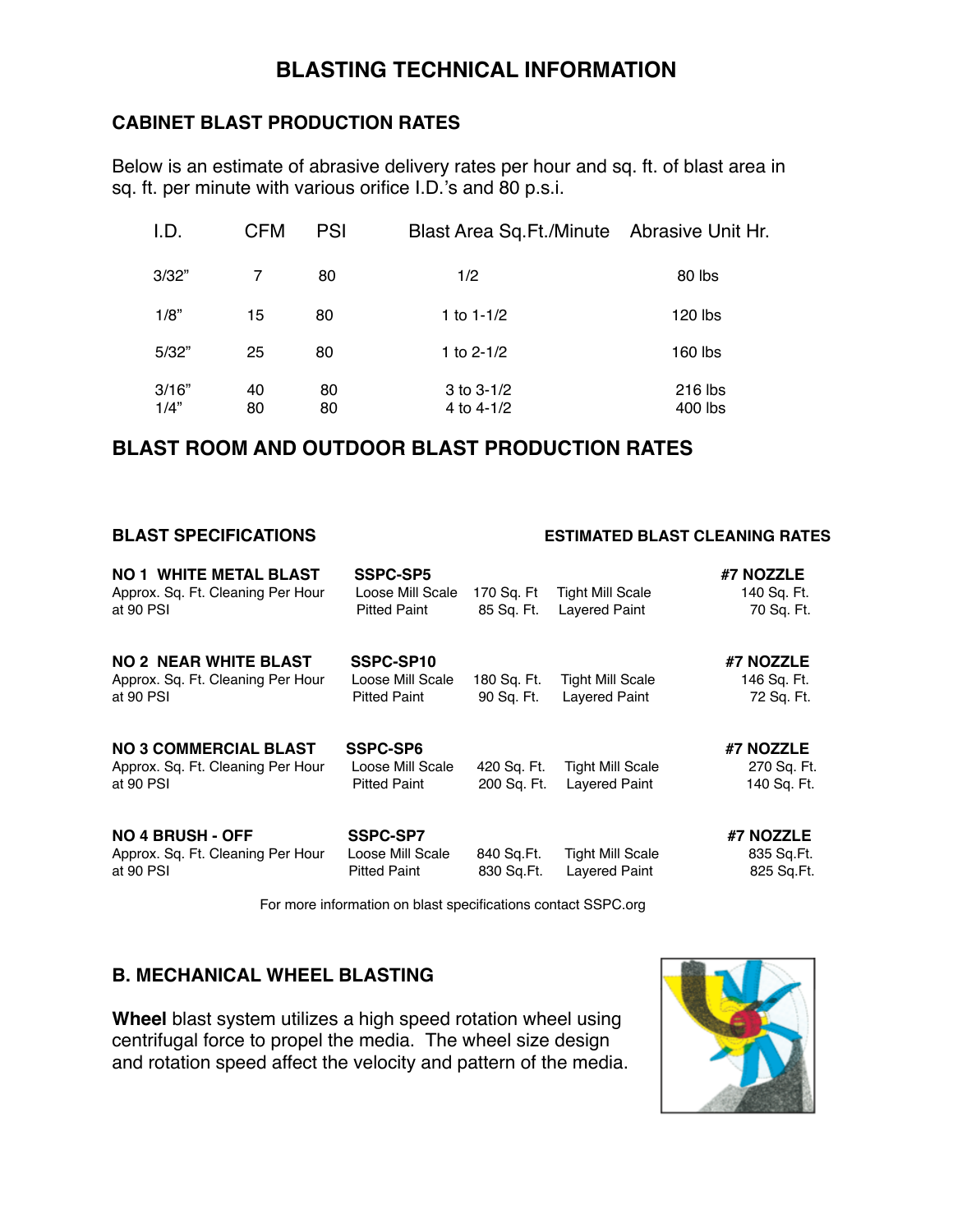# BLASTING TECHNICAL INFORMATION

## CABINET BLAST PRODUCTION RATES

Below is an estimate of abrasive delivery rates per hour and sq. ft. of blast area in sq. ft. per minute with various orifice I.D.'s and 80 p.s.i.

| I.D. | CFM | PSI | Blast Area Sq.Ft./Minute | Abrasive Unit Hr. |
|---|---|---|---|---|
| 3/32" | 7 | 80 | 1/2 | 80 lbs |
| 1/8" | 15 | 80 | 1 to 1-1/2 | 120 lbs |
| 5/32" | 25 | 80 | 1 to 2-1/2 | 160 lbs |
| 3/16" | 40 | 80 | 3 to 3-1/2 | 216 lbs |
| 1/4" | 80 | 80 | 4 to 4-1/2 | 400 lbs |

## BLAST ROOM AND OUTDOOR BLAST PRODUCTION RATES

| BLAST SPECIFICATIONS | | | ESTIMATED BLAST CLEANING RATES | |
|---|---|---|---|---|
| **NO 1 WHITE METAL BLAST** | **SSPC-SP5** | | | **#7 NOZZLE** |
| Approx. Sq. Ft. Cleaning Per Hour | Loose Mill Scale | 170 Sq. Ft | Tight Mill Scale | 140 Sq. Ft. |
| at 90 PSI | Pitted Paint | 85 Sq. Ft. | Layered Paint | 70 Sq. Ft. |
| **NO 2 NEAR WHITE BLAST** | **SSPC-SP10** | | | **#7 NOZZLE** |
| Approx. Sq. Ft. Cleaning Per Hour | Loose Mill Scale | 180 Sq. Ft. | Tight Mill Scale | 146 Sq. Ft. |
| at 90 PSI | Pitted Paint | 90 Sq. Ft. | Layered Paint | 72 Sq. Ft. |
| **NO 3 COMMERCIAL BLAST** | **SSPC-SP6** | | | **#7 NOZZLE** |
| Approx. Sq. Ft. Cleaning Per Hour | Loose Mill Scale | 420 Sq. Ft. | Tight Mill Scale | 270 Sq. Ft. |
| at 90 PSI | Pitted Paint | 200 Sq. Ft. | Layered Paint | 140 Sq. Ft. |
| **NO 4 BRUSH - OFF** | **SSPC-SP7** | | | **#7 NOZZLE** |
| Approx. Sq. Ft. Cleaning Per Hour | Loose Mill Scale | 840 Sq.Ft. | Tight Mill Scale | 835 Sq.Ft. |
| at 90 PSI | Pitted Paint | 830 Sq.Ft. | Layered Paint | 825 Sq.Ft. |

For more information on blast specifications contact SSPC.org

## B. MECHANICAL WHEEL BLASTING

**Wheel** blast system utilizes a high speed rotation wheel using centrifugal force to propel the media. The wheel size design and rotation speed affect the velocity and pattern of the media.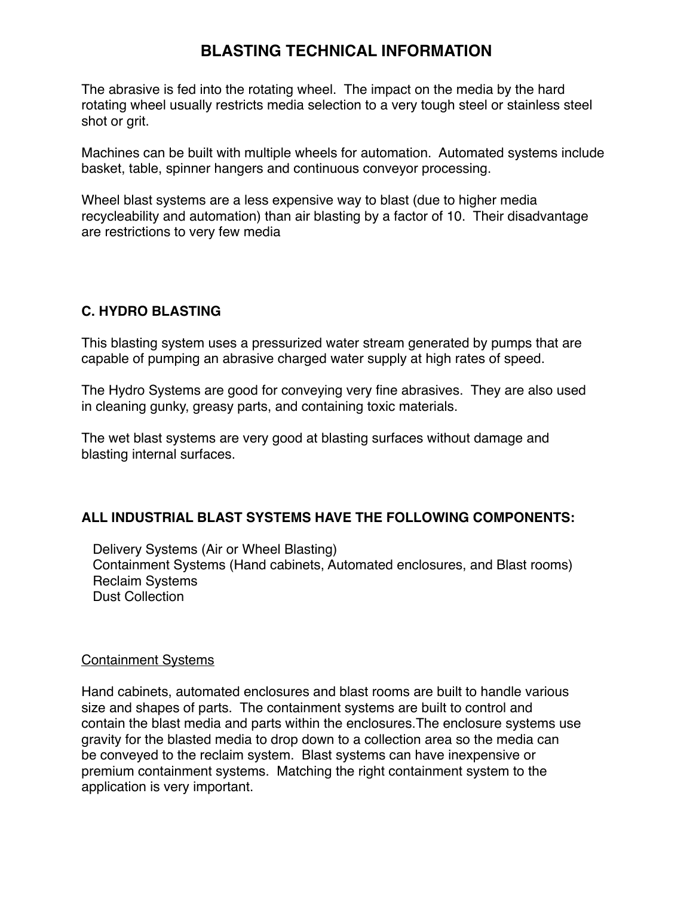# BLASTING TECHNICAL INFORMATION

The abrasive is fed into the rotating wheel. The impact on the media by the hard rotating wheel usually restricts media selection to a very tough steel or stainless steel shot or grit.

Machines can be built with multiple wheels for automation. Automated systems include basket, table, spinner hangers and continuous conveyor processing.

Wheel blast systems are a less expensive way to blast (due to higher media recycleability and automation) than air blasting by a factor of 10. Their disadvantage are restrictions to very few media

## C. HYDRO BLASTING

This blasting system uses a pressurized water stream generated by pumps that are capable of pumping an abrasive charged water supply at high rates of speed.

The Hydro Systems are good for conveying very fine abrasives. They are also used in cleaning gunky, greasy parts, and containing toxic materials.

The wet blast systems are very good at blasting surfaces without damage and blasting internal surfaces.

## ALL INDUSTRIAL BLAST SYSTEMS HAVE THE FOLLOWING COMPONENTS:

- Delivery Systems (Air or Wheel Blasting)
- Containment Systems (Hand cabinets, Automated enclosures, and Blast rooms)
- Reclaim Systems
- Dust Collection

### Containment Systems

Hand cabinets, automated enclosures and blast rooms are built to handle various size and shapes of parts. The containment systems are built to control and contain the blast media and parts within the enclosures.The enclosure systems use gravity for the blasted media to drop down to a collection area so the media can be conveyed to the reclaim system. Blast systems can have inexpensive or premium containment systems. Matching the right containment system to the application is very important.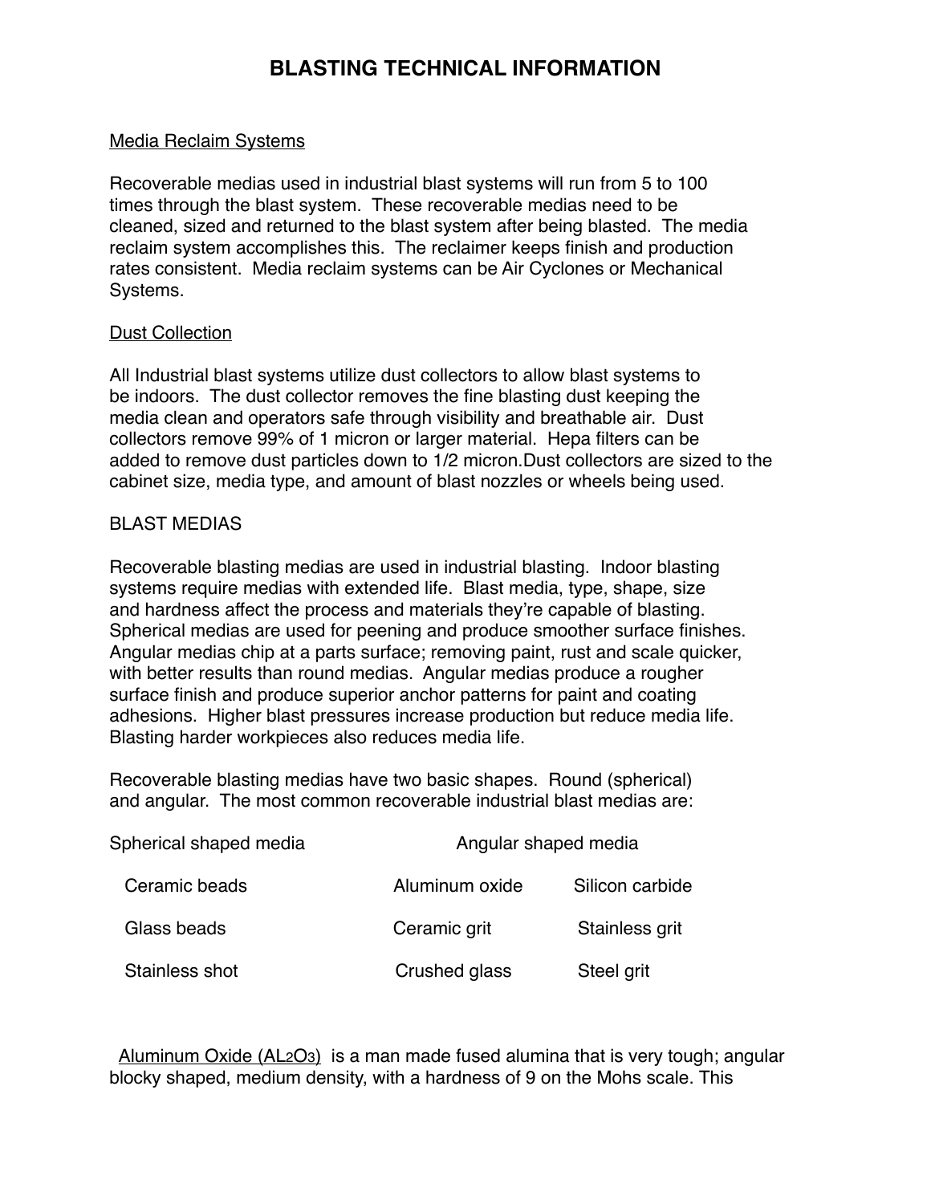# BLASTING TECHNICAL INFORMATION

<u>Media Reclaim Systems</u>

Recoverable medias used in industrial blast systems will run from 5 to 100 times through the blast system. These recoverable medias need to be cleaned, sized and returned to the blast system after being blasted. The media reclaim system accomplishes this. The reclaimer keeps finish and production rates consistent. Media reclaim systems can be Air Cyclones or Mechanical Systems.

<u>Dust Collection</u>

All Industrial blast systems utilize dust collectors to allow blast systems to be indoors. The dust collector removes the fine blasting dust keeping the media clean and operators safe through visibility and breathable air. Dust collectors remove 99% of 1 micron or larger material. Hepa filters can be added to remove dust particles down to 1/2 micron.Dust collectors are sized to the cabinet size, media type, and amount of blast nozzles or wheels being used.

BLAST MEDIAS

Recoverable blasting medias are used in industrial blasting. Indoor blasting systems require medias with extended life. Blast media, type, shape, size and hardness affect the process and materials they're capable of blasting. Spherical medias are used for peening and produce smoother surface finishes. Angular medias chip at a parts surface; removing paint, rust and scale quicker, with better results than round medias. Angular medias produce a rougher surface finish and produce superior anchor patterns for paint and coating adhesions. Higher blast pressures increase production but reduce media life. Blasting harder workpieces also reduces media life.

Recoverable blasting medias have two basic shapes. Round (spherical) and angular. The most common recoverable industrial blast medias are:

| Spherical shaped media | Angular shaped media | |
|---|---|---|
| Ceramic beads | Aluminum oxide | Silicon carbide |
| Glass beads | Ceramic grit | Stainless grit |
| Stainless shot | Crushed glass | Steel grit |

<u>Aluminum Oxide ($AL_2O_3$)</u> is a man made fused alumina that is very tough; angular blocky shaped, medium density, with a hardness of 9 on the Mohs scale. This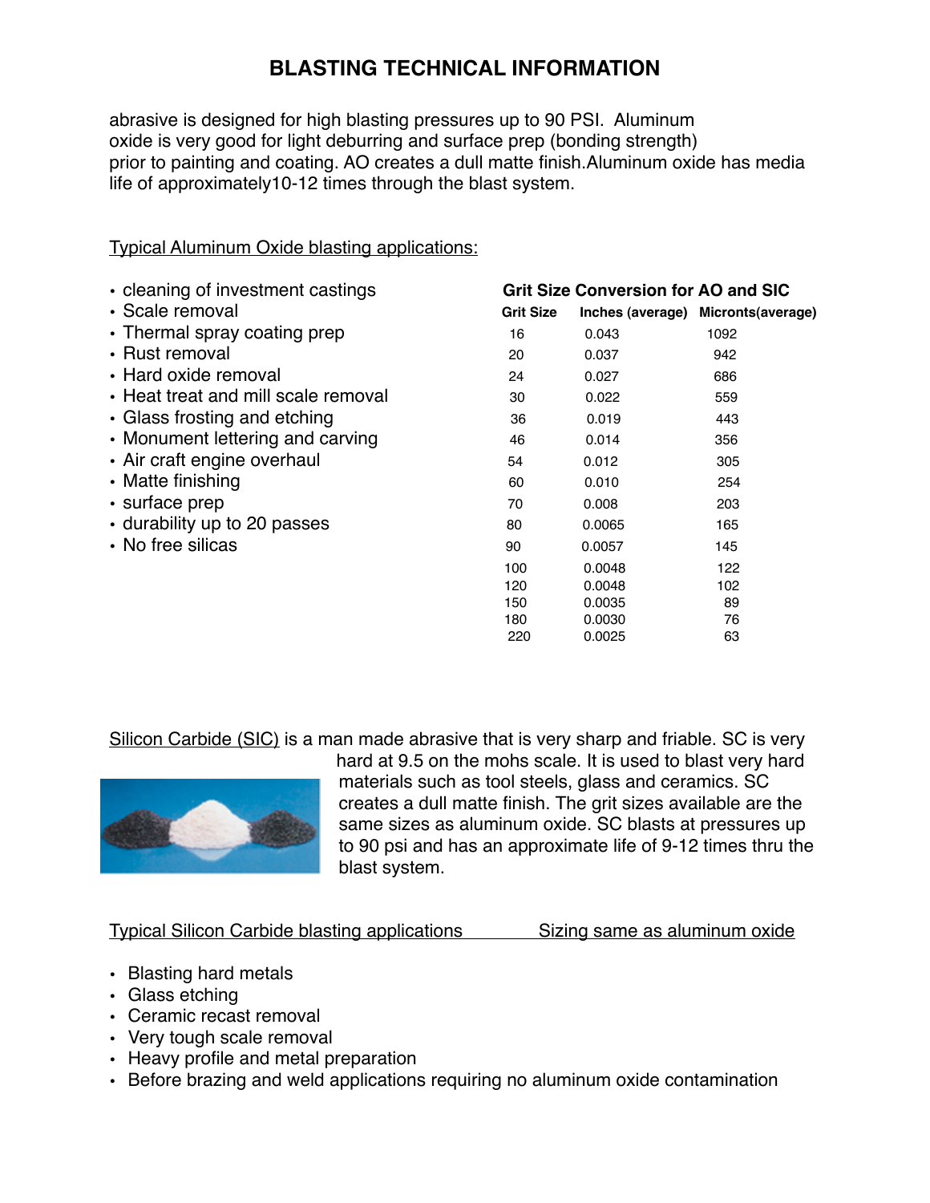# BLASTING TECHNICAL INFORMATION

abrasive is designed for high blasting pressures up to 90 PSI. Aluminum oxide is very good for light deburring and surface prep (bonding strength) prior to painting and coating. AO creates a dull matte finish.Aluminum oxide has media life of approximately10-12 times through the blast system.

Typical Aluminum Oxide blasting applications:

- cleaning of investment castings
- Scale removal
- Thermal spray coating prep
- Rust removal
- Hard oxide removal
- Heat treat and mill scale removal
- Glass frosting and etching
- Monument lettering and carving
- Air craft engine overhaul
- Matte finishing
- surface prep
- durability up to 20 passes
- No free silicas

**Grit Size Conversion for AO and SIC**

| Grit Size | Inches (average) | Microns(average) |
|---|---|---|
| 16 | 0.043 | 1092 |
| 20 | 0.037 | 942 |
| 24 | 0.027 | 686 |
| 30 | 0.022 | 559 |
| 36 | 0.019 | 443 |
| 46 | 0.014 | 356 |
| 54 | 0.012 | 305 |
| 60 | 0.010 | 254 |
| 70 | 0.008 | 203 |
| 80 | 0.0065 | 165 |
| 90 | 0.0057 | 145 |
| 100 | 0.0048 | 122 |
| 120 | 0.0048 | 102 |
| 150 | 0.0035 | 89 |
| 180 | 0.0030 | 76 |
| 220 | 0.0025 | 63 |

Silicon Carbide (SIC) is a man made abrasive that is very sharp and friable. SC is very hard at 9.5 on the mohs scale. It is used to blast very hard materials such as tool steels, glass and ceramics. SC creates a dull matte finish. The grit sizes available are the same sizes as aluminum oxide. SC blasts at pressures up to 90 psi and has an approximate life of 9-12 times thru the blast system.

Typical Silicon Carbide blasting applications — Sizing same as aluminum oxide

- Blasting hard metals
- Glass etching
- Ceramic recast removal
- Very tough scale removal
- Heavy profile and metal preparation
- Before brazing and weld applications requiring no aluminum oxide contamination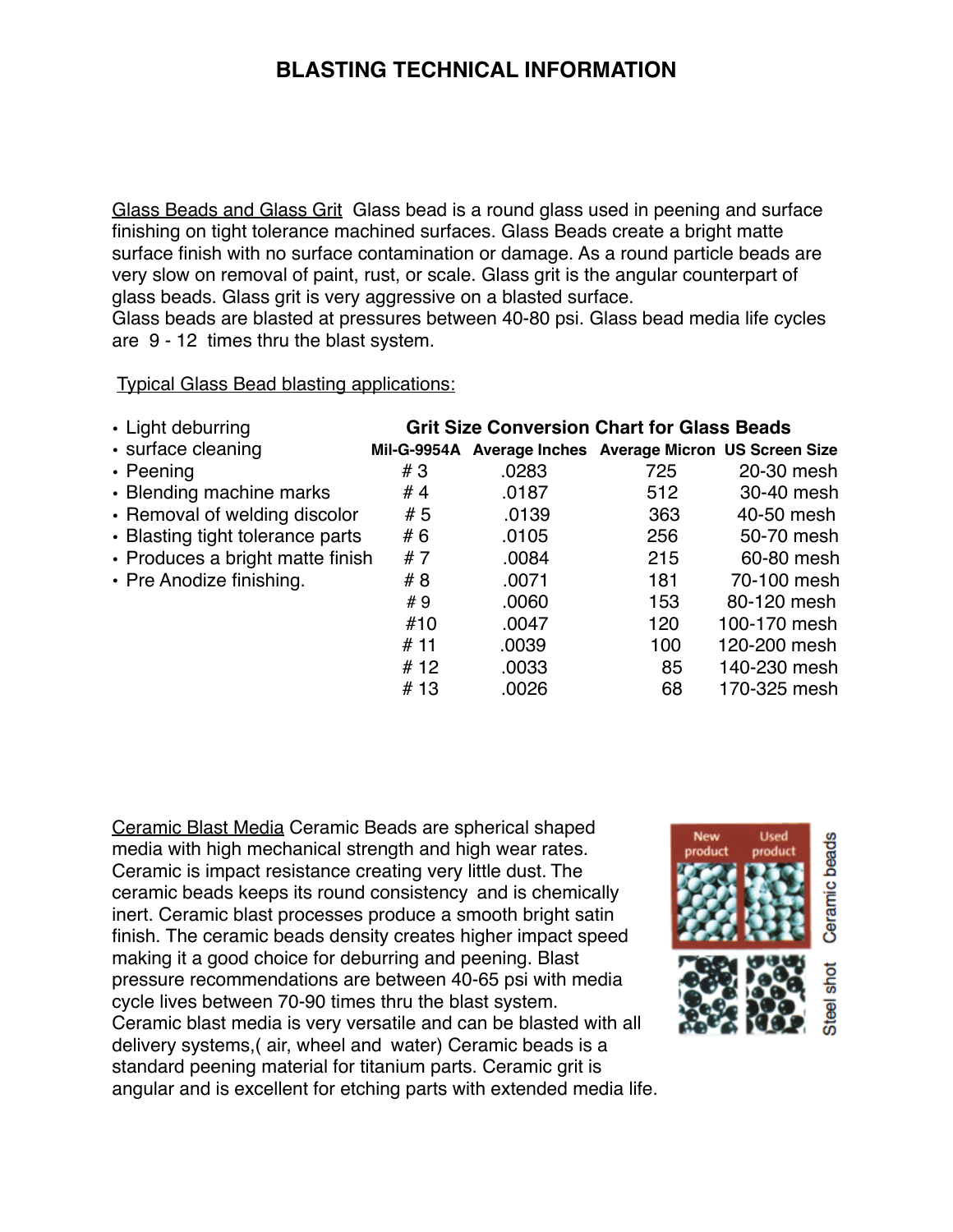# BLASTING TECHNICAL INFORMATION

Glass Beads and Glass Grit  Glass bead is a round glass used in peening and surface finishing on tight tolerance machined surfaces. Glass Beads create a bright matte surface finish with no surface contamination or damage. As a round particle beads are very slow on removal of paint, rust, or scale. Glass grit is the angular counterpart of glass beads. Glass grit is very aggressive on a blasted surface.
Glass beads are blasted at pressures between 40-80 psi. Glass bead media life cycles are 9 - 12 times thru the blast system.

Typical Glass Bead blasting applications:

- Light deburring
- surface cleaning
- Peening
- Blending machine marks
- Removal of welding discolor
- Blasting tight tolerance parts
- Produces a bright matte finish
- Pre Anodize finishing.

**Grit Size Conversion Chart for Glass Beads**

| Mil-G-9954A | Average Inches | Average Micron | US Screen Size |
|---|---|---|---|
| # 3 | .0283 | 725 | 20-30 mesh |
| # 4 | .0187 | 512 | 30-40 mesh |
| # 5 | .0139 | 363 | 40-50 mesh |
| # 6 | .0105 | 256 | 50-70 mesh |
| # 7 | .0084 | 215 | 60-80 mesh |
| # 8 | .0071 | 181 | 70-100 mesh |
| # 9 | .0060 | 153 | 80-120 mesh |
| #10 | .0047 | 120 | 100-170 mesh |
| # 11 | .0039 | 100 | 120-200 mesh |
| # 12 | .0033 | 85 | 140-230 mesh |
| # 13 | .0026 | 68 | 170-325 mesh |

Ceramic Blast Media Ceramic Beads are spherical shaped media with high mechanical strength and high wear rates. Ceramic is impact resistance creating very little dust. The ceramic beads keeps its round consistency and is chemically inert. Ceramic blast processes produce a smooth bright satin finish. The ceramic beads density creates higher impact speed making it a good choice for deburring and peening. Blast pressure recommendations are between 40-65 psi with media cycle lives between 70-90 times thru the blast system. Ceramic blast media is very versatile and can be blasted with all delivery systems,( air, wheel and water) Ceramic beads is a standard peening material for titanium parts. Ceramic grit is angular and is excellent for etching parts with extended media life.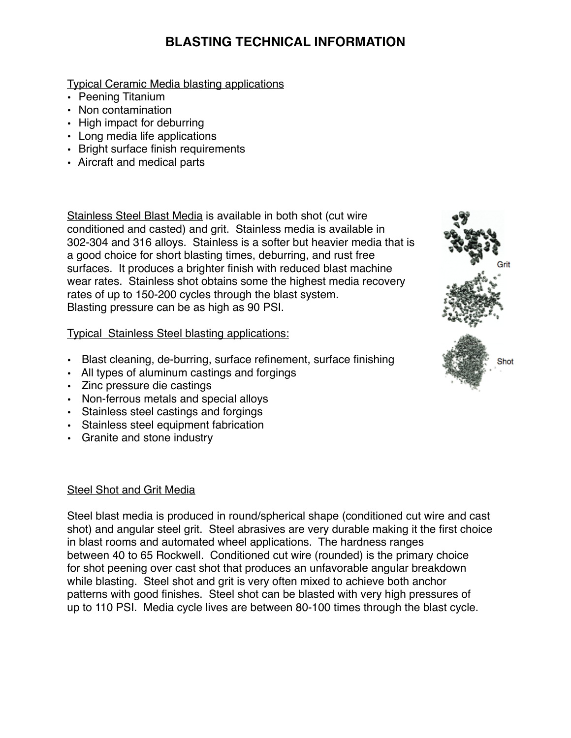# BLASTING TECHNICAL INFORMATION

Typical Ceramic Media blasting applications

- Peening Titanium
- Non contamination
- High impact for deburring
- Long media life applications
- Bright surface finish requirements
- Aircraft and medical parts

Stainless Steel Blast Media is available in both shot (cut wire conditioned and casted) and grit. Stainless media is available in 302-304 and 316 alloys. Stainless is a softer but heavier media that is a good choice for short blasting times, deburring, and rust free surfaces. It produces a brighter finish with reduced blast machine wear rates. Stainless shot obtains some the highest media recovery rates of up to 150-200 cycles through the blast system. Blasting pressure can be as high as 90 PSI.

Grit

Shot

Typical Stainless Steel blasting applications:

- Blast cleaning, de-burring, surface refinement, surface finishing
- All types of aluminum castings and forgings
- Zinc pressure die castings
- Non-ferrous metals and special alloys
- Stainless steel castings and forgings
- Stainless steel equipment fabrication
- Granite and stone industry

Steel Shot and Grit Media

Steel blast media is produced in round/spherical shape (conditioned cut wire and cast shot) and angular steel grit. Steel abrasives are very durable making it the first choice in blast rooms and automated wheel applications. The hardness ranges between 40 to 65 Rockwell. Conditioned cut wire (rounded) is the primary choice for shot peening over cast shot that produces an unfavorable angular breakdown while blasting. Steel shot and grit is very often mixed to achieve both anchor patterns with good finishes. Steel shot can be blasted with very high pressures of up to 110 PSI. Media cycle lives are between 80-100 times through the blast cycle.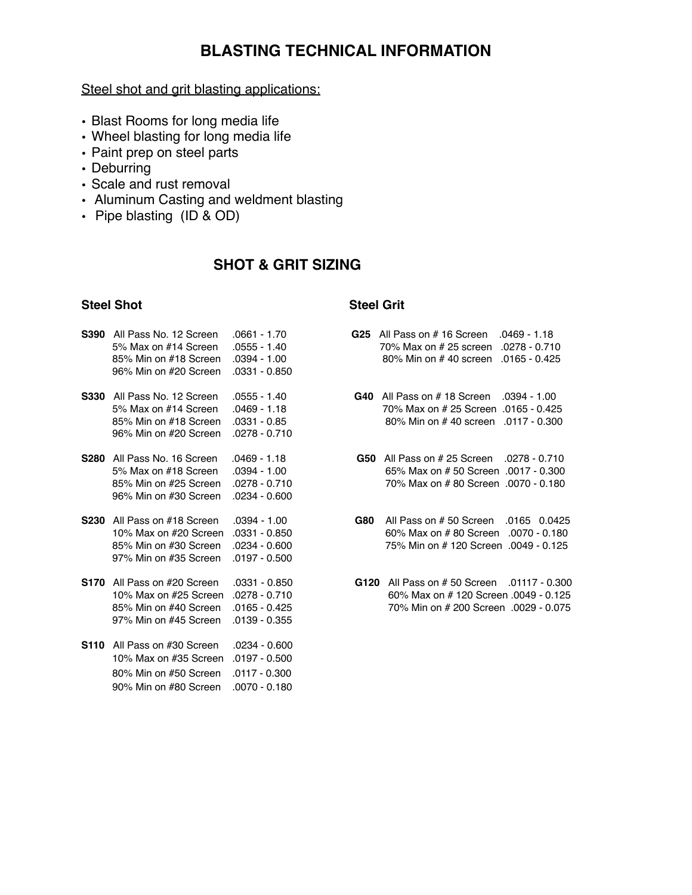# BLASTING TECHNICAL INFORMATION

Steel shot and grit blasting applications:

- Blast Rooms for long media life
- Wheel blasting for long media life
- Paint prep on steel parts
- Deburring
- Scale and rust removal
- Aluminum Casting and weldment blasting
- Pipe blasting (ID & OD)

## SHOT & GRIT SIZING

### Steel Shot

| | | |
|---|---|---|
| **S390** | All Pass No. 12 Screen | .0661 - 1.70 |
| | 5% Max on #14 Screen | .0555 - 1.40 |
| | 85% Min on #18 Screen | .0394 - 1.00 |
| | 96% Min on #20 Screen | .0331 - 0.850 |
| **S330** | All Pass No. 12 Screen | .0555 - 1.40 |
| | 5% Max on #14 Screen | .0469 - 1.18 |
| | 85% Min on #18 Screen | .0331 - 0.85 |
| | 96% Min on #20 Screen | .0278 - 0.710 |
| **S280** | All Pass No. 16 Screen | .0469 - 1.18 |
| | 5% Max on #18 Screen | .0394 - 1.00 |
| | 85% Min on #25 Screen | .0278 - 0.710 |
| | 96% Min on #30 Screen | .0234 - 0.600 |
| **S230** | All Pass on #18 Screen | .0394 - 1.00 |
| | 10% Max on #20 Screen | .0331 - 0.850 |
| | 85% Min on #30 Screen | .0234 - 0.600 |
| | 97% Min on #35 Screen | .0197 - 0.500 |
| **S170** | All Pass on #20 Screen | .0331 - 0.850 |
| | 10% Max on #25 Screen | .0278 - 0.710 |
| | 85% Min on #40 Screen | .0165 - 0.425 |
| | 97% Min on #45 Screen | .0139 - 0.355 |
| **S110** | All Pass on #30 Screen | .0234 - 0.600 |
| | 10% Max on #35 Screen | .0197 - 0.500 |
| | 80% Min on #50 Screen | .0117 - 0.300 |
| | 90% Min on #80 Screen | .0070 - 0.180 |

### Steel Grit

| | | |
|---|---|---|
| **G25** | All Pass on # 16 Screen | .0469 - 1.18 |
| | 70% Max on # 25 screen | .0278 - 0.710 |
| | 80% Min on # 40 screen | .0165 - 0.425 |
| **G40** | All Pass on # 18 Screen | .0394 - 1.00 |
| | 70% Max on # 25 Screen | .0165 - 0.425 |
| | 80% Min on # 40 screen | .0117 - 0.300 |
| **G50** | All Pass on # 25 Screen | .0278 - 0.710 |
| | 65% Max on # 50 Screen | .0017 - 0.300 |
| | 70% Max on # 80 Screen | .0070 - 0.180 |
| **G80** | All Pass on # 50 Screen | .0165 0.0425 |
| | 60% Max on # 80 Screen | .0070 - 0.180 |
| | 75% Min on # 120 Screen | .0049 - 0.125 |
| **G120** | All Pass on # 50 Screen | .01117 - 0.300 |
| | 60% Max on # 120 Screen | .0049 - 0.125 |
| | 70% Min on # 200 Screen | .0029 - 0.075 |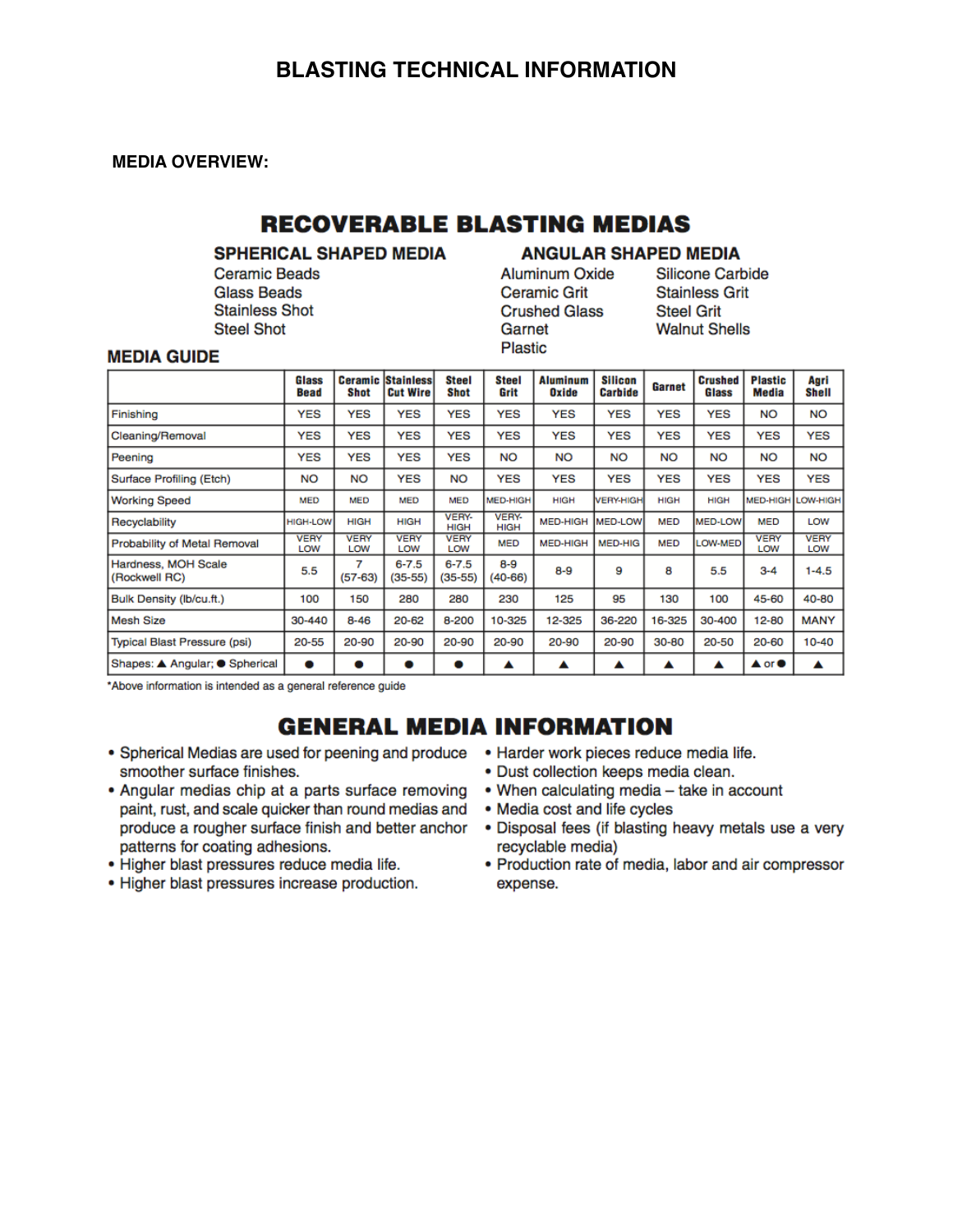# BLASTING TECHNICAL INFORMATION

**MEDIA OVERVIEW:**

## RECOVERABLE BLASTING MEDIAS

### SPHERICAL SHAPED MEDIA

Ceramic Beads
Glass Beads
Stainless Shot
Steel Shot

### ANGULAR SHAPED MEDIA

Aluminum Oxide
Ceramic Grit
Crushed Glass
Garnet
Plastic
Silicone Carbide
Stainless Grit
Steel Grit
Walnut Shells

### MEDIA GUIDE

| | Glass Bead | Ceramic Shot | Stainless Cut Wire | Steel Shot | Steel Grit | Aluminum Oxide | Silicon Carbide | Garnet | Crushed Glass | Plastic Media | Agri Shell |
|---|---|---|---|---|---|---|---|---|---|---|---|
| Finishing | YES | YES | YES | YES | YES | YES | YES | YES | YES | NO | NO |
| Cleaning/Removal | YES | YES | YES | YES | YES | YES | YES | YES | YES | YES | YES |
| Peening | YES | YES | YES | YES | NO | NO | NO | NO | NO | NO | NO |
| Surface Profiling (Etch) | NO | NO | YES | NO | YES | YES | YES | YES | YES | YES | YES |
| Working Speed | MED | MED | MED | MED | MED-HIGH | HIGH | VERY-HIGH | HIGH | HIGH | MED-HIGH | LOW-HIGH |
| Recyclability | HIGH-LOW | HIGH | HIGH | VERY-HIGH | VERY-HIGH | MED-HIGH | MED-LOW | MED | MED-LOW | MED | LOW |
| Probability of Metal Removal | VERY LOW | VERY LOW | VERY LOW | VERY LOW | MED | MED-HIGH | MED-HIG | MED | LOW-MED | VERY LOW | VERY LOW |
| Hardness, MOH Scale (Rockwell RC) | 5.5 | 7 (57-63) | 6-7.5 (35-55) | 6-7.5 (35-55) | 8-9 (40-66) | 8-9 | 9 | 8 | 5.5 | 3-4 | 1-4.5 |
| Bulk Density (lb/cu.ft.) | 100 | 150 | 280 | 280 | 230 | 125 | 95 | 130 | 100 | 45-60 | 40-80 |
| Mesh Size | 30-440 | 8-46 | 20-62 | 8-200 | 10-325 | 12-325 | 36-220 | 16-325 | 30-400 | 12-80 | MANY |
| Typical Blast Pressure (psi) | 20-55 | 20-90 | 20-90 | 20-90 | 20-90 | 20-90 | 20-90 | 30-80 | 20-50 | 20-60 | 10-40 |
| Shapes: ▲ Angular; ● Spherical | ● | ● | ● | ● | ▲ | ▲ | ▲ | ▲ | ▲ | ▲ or ● | ▲ |

*Above information is intended as a general reference guide

## GENERAL MEDIA INFORMATION

- Spherical Medias are used for peening and produce smoother surface finishes.
- Angular medias chip at a parts surface removing paint, rust, and scale quicker than round medias and produce a rougher surface finish and better anchor patterns for coating adhesions.
- Higher blast pressures reduce media life.
- Higher blast pressures increase production.
- Harder work pieces reduce media life.
- Dust collection keeps media clean.
- When calculating media – take in account
- Media cost and life cycles
- Disposal fees (if blasting heavy metals use a very recyclable media)
- Production rate of media, labor and air compressor expense.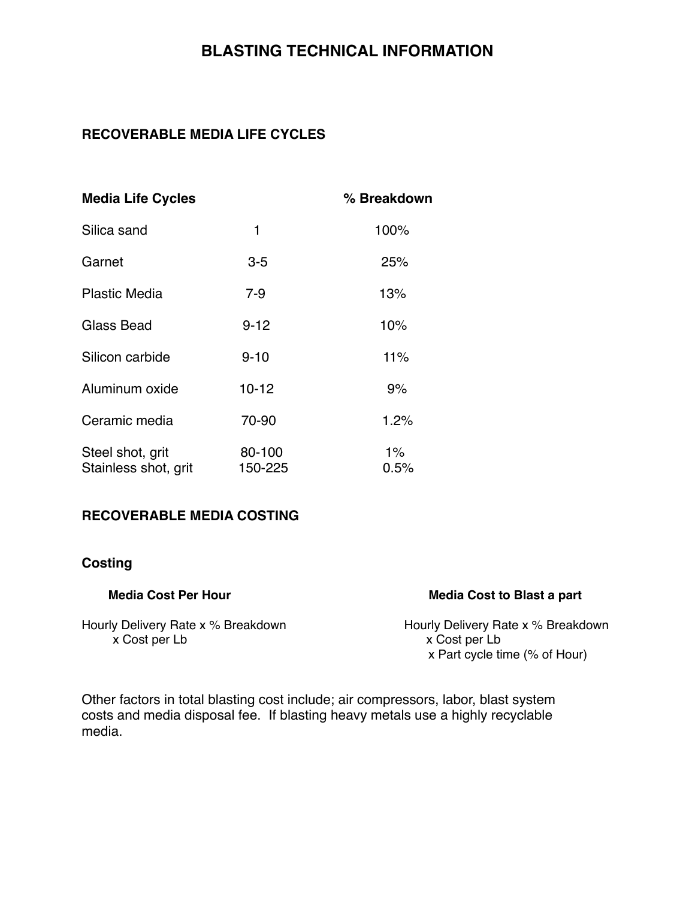# BLASTING TECHNICAL INFORMATION

## RECOVERABLE MEDIA LIFE CYCLES

| Media Life Cycles | | % Breakdown |
|---|---|---|
| Silica sand | 1 | 100% |
| Garnet | 3-5 | 25% |
| Plastic Media | 7-9 | 13% |
| Glass Bead | 9-12 | 10% |
| Silicon carbide | 9-10 | 11% |
| Aluminum oxide | 10-12 | 9% |
| Ceramic media | 70-90 | 1.2% |
| Steel shot, grit | 80-100 | 1% |
| Stainless shot, grit | 150-225 | 0.5% |

## RECOVERABLE MEDIA COSTING

### Costing

**Media Cost Per Hour**

Hourly Delivery Rate x % Breakdown
x Cost per Lb

**Media Cost to Blast a part**

Hourly Delivery Rate x % Breakdown
x Cost per Lb
x Part cycle time (% of Hour)

Other factors in total blasting cost include; air compressors, labor, blast system costs and media disposal fee. If blasting heavy metals use a highly recyclable media.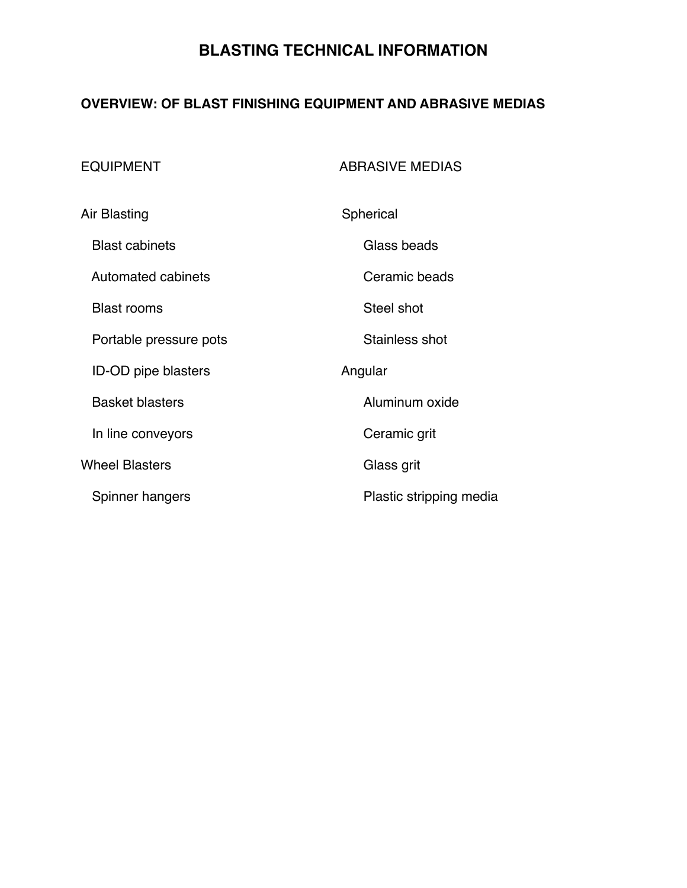# BLASTING TECHNICAL INFORMATION

## OVERVIEW: OF BLAST FINISHING EQUIPMENT AND ABRASIVE MEDIAS

EQUIPMENT

- Air Blasting
  - Blast cabinets
  - Automated cabinets
  - Blast rooms
  - Portable pressure pots
  - ID-OD pipe blasters
  - Basket blasters
  - In line conveyors
- Wheel Blasters
  - Spinner hangers

ABRASIVE MEDIAS

- Spherical
  - Glass beads
  - Ceramic beads
  - Steel shot
  - Stainless shot
- Angular
  - Aluminum oxide
  - Ceramic grit
  - Glass grit
  - Plastic stripping media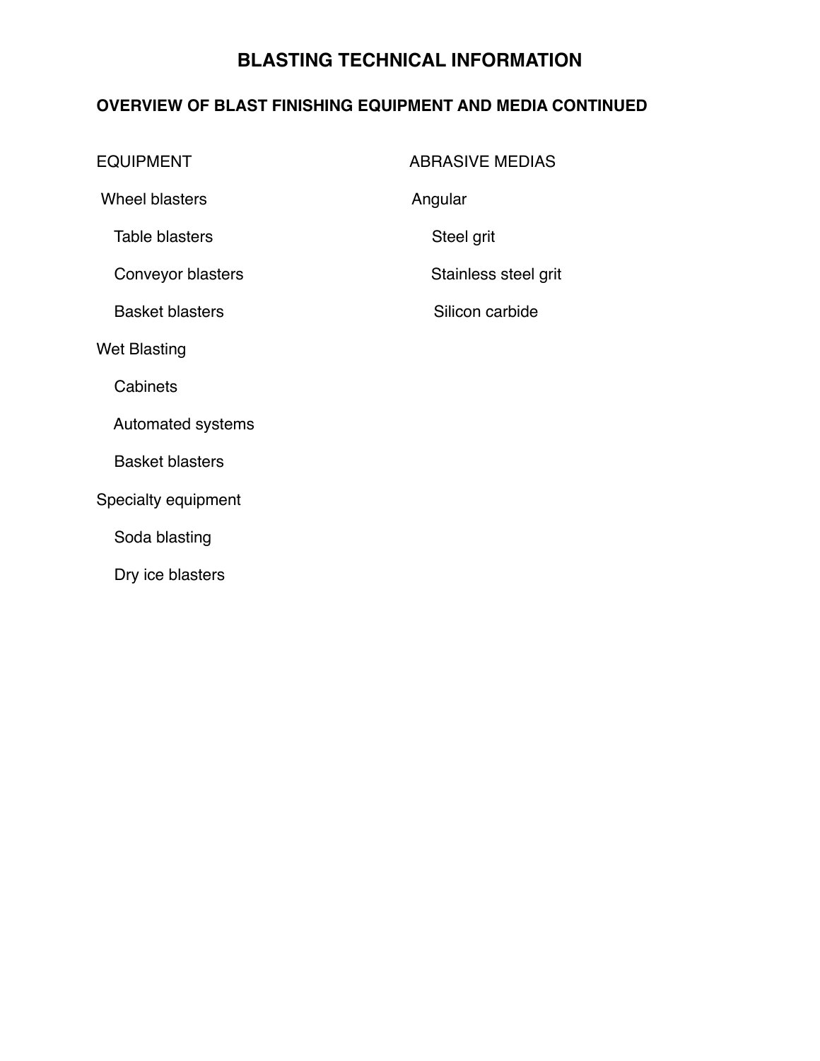# BLASTING TECHNICAL INFORMATION

## OVERVIEW OF BLAST FINISHING EQUIPMENT AND MEDIA CONTINUED

EQUIPMENT

- Wheel blasters
  - Table blasters
  - Conveyor blasters
  - Basket blasters
- Wet Blasting
  - Cabinets
  - Automated systems
  - Basket blasters
- Specialty equipment
  - Soda blasting
  - Dry ice blasters

ABRASIVE MEDIAS

- Angular
  - Steel grit
  - Stainless steel grit
  - Silicon carbide